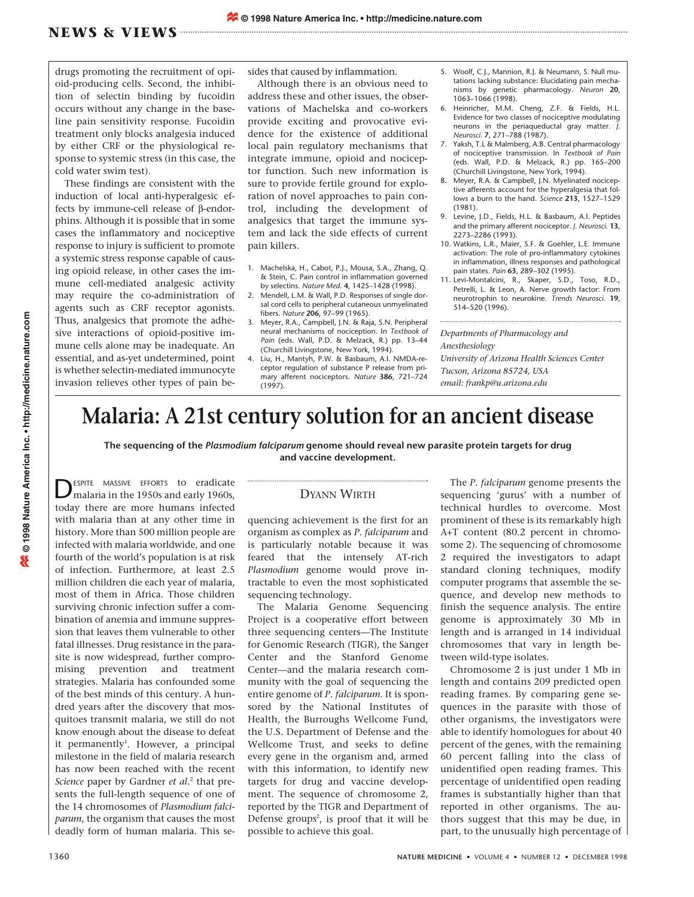drugs promoting the recruitment of opioid-producing cells. Second, the inhibition of selectin binding by fucoidin occurs without any change in the baseline pain sensitivity response. Fucoidin treatment only blocks analgesia induced by either CRF or the physiological response to systemic stress (in this case, the cold water swim test).

These findings are consistent with the induction of local anti-hyperalgesic effects by immune-cell release of β-endorphins. Although it is possible that in some cases the inflammatory and nociceptive response to injury is sufficient to promote a systemic stress response capable of causing opioid release, in other cases the immune cell-mediated analgesic activity may require the co-administration of agents such as CRF receptor agonists. Thus, analgesics that promote the adhesive interactions of opioid-positive immune cells alone may be inadequate. An essential, and as-yet undetermined, point is whether selectin-mediated immunocyte invasion relieves other types of pain besides that caused by inflammation.

Although there is an obvious need to address these and other issues, the observations of Machelska and co-workers provide exciting and provocative evidence for the existence of additional local pain regulatory mechanisms that integrate immune, opioid and nociceptor function. Such new information is sure to provide fertile ground for exploration of novel approaches to pain control, including the development of analgesics that target the immune system and lack the side effects of current pain killers.

1. Machelska, H., Cabot, P.J., Mousa, S.A., Zhang, Q. & Stein, C. Pain control in inflammation governed by selectins. *Nature Med.* **4**, 1425–1428 (1998).
2. Mendell, L.M. & Wall, P.D. Responses of single dorsal cord cells to peripheral cutaneous unmyelinated fibers. *Nature* **206**, 97–99 (1965).
3. Meyer, R.A., Campbell, J.N. & Raja, S.N. Peripheral neural mechanisms of nociception. In *Textbook of Pain* (eds. Wall, P.D. & Melzack, R.) pp. 13–44 (Churchill Livingstone, New York, 1994).
4. Liu, H., Mantyh, P.W. & Basbaum, A.I. NMDA-receptor regulation of substance P release from primary afferent nociceptors. *Nature* **386**, 721–724 (1997).
5. Woolf, C.J., Mannion, R.J. & Neumann, S. Null mutations lacking substance: Elucidating pain mechanisms by genetic pharmacology. *Neuron* **20**, 1063–1066 (1998).
6. Heinricher, M.M. Cheng, Z.F. & Fields, H.L. Evidence for two classes of nociceptive modulating neurons in the periaqueductal gray matter. *J. Neurosci.* **7**, 271–788 (1987).
7. Yaksh, T.L & Malmberg, A.B. Central pharmacology of nociceptive transmission. In *Textbook of Pain* (eds. Wall, P.D. & Melzack, R.) pp. 165–200 (Churchill Livingstone, New York, 1994).
8. Meyer, R.A. & Campbell, J.N. Myelinated nociceptive afferents account for the hyperalgesia that follows a burn to the hand. *Science* **213**, 1527–1529 (1981).
9. Levine, J.D., Fields, H.L. & Basbaum, A.I. Peptides and the primary afferent nociceptor. *J. Neurosci.* **13**, 2273–2286 (1993).
10. Watkins, L.R., Maier, S.F. & Goehler, L.E. Immune activation: The role of pro-inflammatory cytokines in inflammation, illness responses and pathological pain states. *Pain* **63**, 289–302 (1995).
11. Levi-Montalcini, R., Skaper, S.D., Toso, R.D., Petrelli, L. & Leon, A. Nerve growth factor: From neurotrophin to neurokine. *Trends Neurosci.* **19**, 514–520 (1996).

*Departments of Pharmacology and Anesthesiology*
*University of Arizona Health Sciences Center*
*Tucson, Arizona 85724, USA*
*email: frankp@u.arizona.edu*

# Malaria: A 21st century solution for an ancient disease

**The sequencing of the *Plasmodium falciparum* genome should reveal new parasite protein targets for drug and vaccine development.**

DYANN WIRTH

Despite massive efforts to eradicate malaria in the 1950s and early 1960s, today there are more humans infected with malaria than at any other time in history. More than 500 million people are infected with malaria worldwide, and one fourth of the world's population is at risk of infection. Furthermore, at least 2.5 million children die each year of malaria, most of them in Africa. Those children surviving chronic infection suffer a combination of anemia and immune suppression that leaves them vulnerable to other fatal illnesses. Drug resistance in the parasite is now widespread, further compromising prevention and treatment strategies. Malaria has confounded some of the best minds of this century. A hundred years after the discovery that mosquitoes transmit malaria, we still do not know enough about the disease to defeat it permanently[1]. However, a principal milestone in the field of malaria research has now been reached with the recent *Science* paper by Gardner *et al*.[2] that presents the full-length sequence of one of the 14 chromosomes of *Plasmodium falciparum*, the organism that causes the most deadly form of human malaria. This sequencing achievement is the first for an organism as complex as *P. falciparum* and is particularly notable because it was feared that the intensely AT-rich *Plasmodium* genome would prove intractable to even the most sophisticated sequencing technology.

The Malaria Genome Sequencing Project is a cooperative effort between three sequencing centers—The Institute for Genomic Research (TIGR), the Sanger Center and the Stanford Genome Center—and the malaria research community with the goal of sequencing the entire genome of *P. falciparum*. It is sponsored by the National Institutes of Health, the Burroughs Wellcome Fund, the U.S. Department of Defense and the Wellcome Trust, and seeks to define every gene in the organism and, armed with this information, to identify new targets for drug and vaccine development. The sequence of chromosome 2, reported by the TIGR and Department of Defense groups[2], is proof that it will be possible to achieve this goal.

The *P. falciparum* genome presents the sequencing 'gurus' with a number of technical hurdles to overcome. Most prominent of these is its remarkably high A+T content (80.2 percent in chromosome 2). The sequencing of chromosome 2 required the investigators to adapt standard cloning techniques, modify computer programs that assemble the sequence, and develop new methods to finish the sequence analysis. The entire genome is approximately 30 Mb in length and is arranged in 14 individual chromosomes that vary in length between wild-type isolates.

Chromosome 2 is just under 1 Mb in length and contains 209 predicted open reading frames. By comparing gene sequences in the parasite with those of other organisms, the investigators were able to identify homologues for about 40 percent of the genes, with the remaining 60 percent falling into the class of unidentified open reading frames. This percentage of unidentified open reading frames is substantially higher than that reported in other organisms. The authors suggest that this may be due, in part, to the unusually high percentage of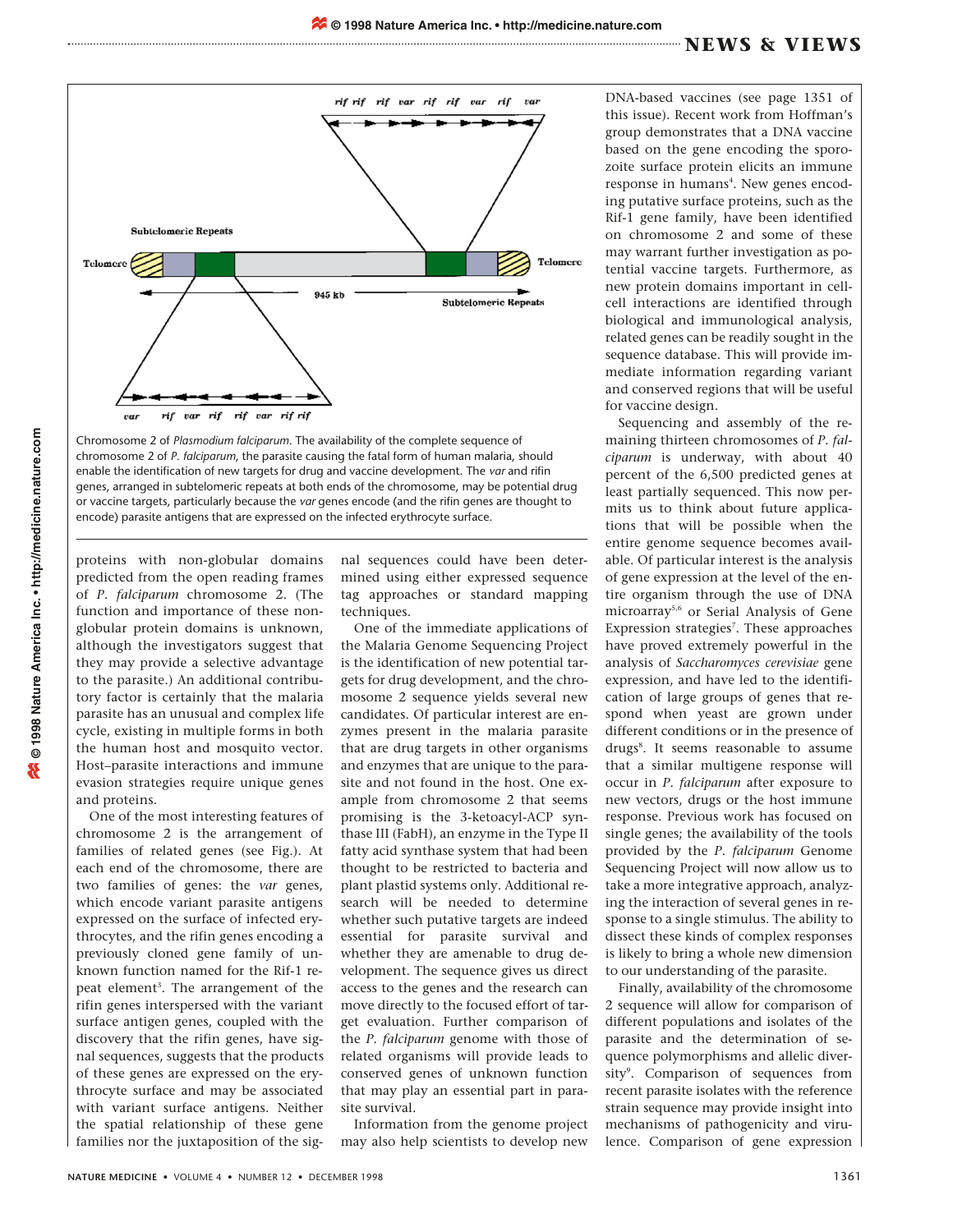Chromosome 2 of *Plasmodium falciparum*. The availability of the complete sequence of chromosome 2 of *P. falciparum*, the parasite causing the fatal form of human malaria, should enable the identification of new targets for drug and vaccine development. The *var* and rifin genes, arranged in subtelomeric repeats at both ends of the chromosome, may be potential drug or vaccine targets, particularly because the *var* genes encode (and the rifin genes are thought to encode) parasite antigens that are expressed on the infected erythrocyte surface.

proteins with non-globular domains predicted from the open reading frames of *P. falciparum* chromosome 2. (The function and importance of these non-globular protein domains is unknown, although the investigators suggest that they may provide a selective advantage to the parasite.) An additional contributory factor is certainly that the malaria parasite has an unusual and complex life cycle, existing in multiple forms in both the human host and mosquito vector. Host–parasite interactions and immune evasion strategies require unique genes and proteins.

One of the most interesting features of chromosome 2 is the arrangement of families of related genes (see Fig.). At each end of the chromosome, there are two families of genes: the *var* genes, which encode variant parasite antigens expressed on the surface of infected erythrocytes, and the rifin genes encoding a previously cloned gene family of unknown function named for the Rif-1 repeat element[3]. The arrangement of the rifin genes interspersed with the variant surface antigen genes, coupled with the discovery that the rifin genes, have signal sequences, suggests that the products of these genes are expressed on the erythrocyte surface and may be associated with variant surface antigens. Neither the spatial relationship of these gene families nor the juxtaposition of the signal sequences could have been determined using either expressed sequence tag approaches or standard mapping techniques.

One of the immediate applications of the Malaria Genome Sequencing Project is the identification of new potential targets for drug development, and the chromosome 2 sequence yields several new candidates. Of particular interest are enzymes present in the malaria parasite that are drug targets in other organisms and enzymes that are unique to the parasite and not found in the host. One example from chromosome 2 that seems promising is the 3-ketoacyl-ACP synthase III (FabH), an enzyme in the Type II fatty acid synthase system that had been thought to be restricted to bacteria and plant plastid systems only. Additional research will be needed to determine whether such putative targets are indeed essential for parasite survival and whether they are amenable to drug development. The sequence gives us direct access to the genes and the research can move directly to the focused effort of target evaluation. Further comparison of the *P. falciparum* genome with those of related organisms will provide leads to conserved genes of unknown function that may play an essential part in parasite survival.

Information from the genome project may also help scientists to develop new DNA-based vaccines (see page 1351 of this issue). Recent work from Hoffman's group demonstrates that a DNA vaccine based on the gene encoding the sporozoite surface protein elicits an immune response in humans[4]. New genes encoding putative surface proteins, such as the Rif-1 gene family, have been identified on chromosome 2 and some of these may warrant further investigation as potential vaccine targets. Furthermore, as new protein domains important in cell-cell interactions are identified through biological and immunological analysis, related genes can be readily sought in the sequence database. This will provide immediate information regarding variant and conserved regions that will be useful for vaccine design.

Sequencing and assembly of the remaining thirteen chromosomes of *P. falciparum* is underway, with about 40 percent of the 6,500 predicted genes at least partially sequenced. This now permits us to think about future applications that will be possible when the entire genome sequence becomes available. Of particular interest is the analysis of gene expression at the level of the entire organism through the use of DNA microarray[5,6] or Serial Analysis of Gene Expression strategies[7]. These approaches have proved extremely powerful in the analysis of *Saccharomyces cerevisiae* gene expression, and have led to the identification of large groups of genes that respond when yeast are grown under different conditions or in the presence of drugs[8]. It seems reasonable to assume that a similar multigene response will occur in *P. falciparum* after exposure to new vectors, drugs or the host immune response. Previous work has focused on single genes; the availability of the tools provided by the *P. falciparum* Genome Sequencing Project will now allow us to take a more integrative approach, analyzing the interaction of several genes in response to a single stimulus. The ability to dissect these kinds of complex responses is likely to bring a whole new dimension to our understanding of the parasite.

Finally, availability of the chromosome 2 sequence will allow for comparison of different populations and isolates of the parasite and the determination of sequence polymorphisms and allelic diversity[9]. Comparison of sequences from recent parasite isolates with the reference strain sequence may provide insight into mechanisms of pathogenicity and virulence. Comparison of gene expression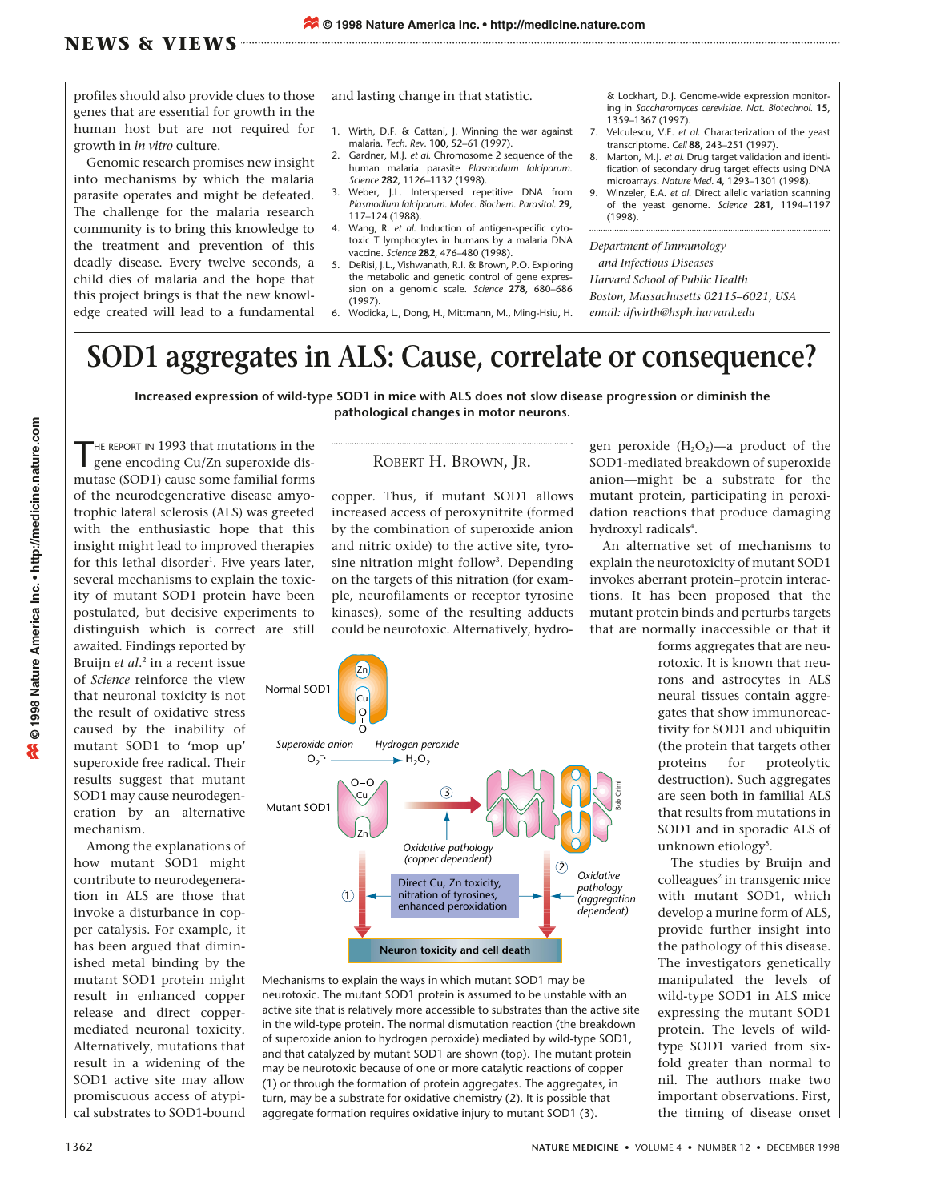profiles should also provide clues to those genes that are essential for growth in the human host but are not required for growth in *in vitro* culture.

Genomic research promises new insight into mechanisms by which the malaria parasite operates and might be defeated. The challenge for the malaria research community is to bring this knowledge to the treatment and prevention of this deadly disease. Every twelve seconds, a child dies of malaria and the hope that this project brings is that the new knowledge created will lead to a fundamental and lasting change in that statistic.

1. Wirth, D.F. & Cattani, J. Winning the war against malaria. *Tech. Rev.* **100**, 52–61 (1997).
2. Gardner, M.J. *et al.* Chromosome 2 sequence of the human malaria parasite *Plasmodium falciparum*. *Science* **282**, 1126–1132 (1998).
3. Weber, J.L. Interspersed repetitive DNA from *Plasmodium falciparum*. *Molec. Biochem. Parasitol.* **29**, 117–124 (1988).
4. Wang, R. *et al.* Induction of antigen-specific cytotoxic T lymphocytes in humans by a malaria DNA vaccine. *Science* **282**, 476–480 (1998).
5. DeRisi, J.L., Vishwanath, R.I. & Brown, P.O. Exploring the metabolic and genetic control of gene expression on a genomic scale. *Science* **278**, 680–686 (1997).
6. Wodicka, L., Dong, H., Mittmann, M., Ming-Hsiu, H. & Lockhart, D.J. Genome-wide expression monitoring in *Saccharomyces cerevisiae*. *Nat. Biotechnol.* **15**, 1359–1367 (1997).
7. Velculescu, V.E. *et al.* Characterization of the yeast transcriptome. *Cell* **88**, 243–251 (1997).
8. Marton, M.J. *et al.* Drug target validation and identification of secondary drug target effects using DNA microarrays. *Nature Med.* **4**, 1293–1301 (1998).
9. Winzeler, E.A. *et al.* Direct allelic variation scanning of the yeast genome. *Science* **281**, 1194–1197 (1998).

*Department of Immunology and Infectious Diseases*
*Harvard School of Public Health*
*Boston, Massachusetts 02115–6021, USA*
*email: dfwirth@hsph.harvard.edu*

# SOD1 aggregates in ALS: Cause, correlate or consequence?

**Increased expression of wild-type SOD1 in mice with ALS does not slow disease progression or diminish the pathological changes in motor neurons.**

ROBERT H. BROWN, JR.

THE REPORT IN 1993 that mutations in the gene encoding Cu/Zn superoxide dismutase (SOD1) cause some familial forms of the neurodegenerative disease amyotrophic lateral sclerosis (ALS) was greeted with the enthusiastic hope that this insight might lead to improved therapies for this lethal disorder[1]. Five years later, several mechanisms to explain the toxicity of mutant SOD1 protein have been postulated, but decisive experiments to distinguish which is correct are still awaited. Findings reported by Bruijn *et al.*[2] in a recent issue of *Science* reinforce the view that neuronal toxicity is not the result of oxidative stress caused by the inability of mutant SOD1 to 'mop up' superoxide free radical. Their results suggest that mutant SOD1 may cause neurodegeneration by an alternative mechanism.

Among the explanations of how mutant SOD1 might contribute to neurodegeneration in ALS are those that invoke a disturbance in copper catalysis. For example, it has been argued that diminished metal binding by the mutant SOD1 protein might result in enhanced copper release and direct copper-mediated neuronal toxicity. Alternatively, mutations that result in a widening of the SOD1 active site may allow promiscuous access of atypical substrates to SOD1-bound copper. Thus, if mutant SOD1 allows increased access of peroxynitrite (formed by the combination of superoxide anion and nitric oxide) to the active site, tyrosine nitration might follow[3]. Depending on the targets of this nitration (for example, neurofilaments or receptor tyrosine kinases), some of the resulting adducts could be neurotoxic. Alternatively, hydrogen peroxide ($H_2O_2$)—a product of the SOD1-mediated breakdown of superoxide anion—might be a substrate for the mutant protein, participating in peroxidation reactions that produce damaging hydroxyl radicals[4].

An alternative set of mechanisms to explain the neurotoxicity of mutant SOD1 invokes aberrant protein–protein interactions. It has been proposed that the mutant protein binds and perturbs targets that are normally inaccessible or that it forms aggregates that are neurotoxic. It is known that neurons and astrocytes in ALS neural tissues contain aggregates that show immunoreactivity for SOD1 and ubiquitin (the protein that targets other proteins for proteolytic destruction). Such aggregates are seen both in familial ALS that results from mutations in SOD1 and in sporadic ALS of unknown etiology[5].

The studies by Bruijn and colleagues[2] in transgenic mice with mutant SOD1, which develop a murine form of ALS, provide further insight into the pathology of this disease. The investigators genetically manipulated the levels of wild-type SOD1 in ALS mice expressing the mutant SOD1 protein. The levels of wild-type SOD1 varied from six-fold greater than normal to nil. The authors make two important observations. First, the timing of disease onset

Normal SOD1

Zn

Cu

O

O

Superoxide anion

Hydrogen peroxide

$O_2^{-\cdot}$

$H_2O_2$

Mutant SOD1

O–O

Cu

Zn

3

Oxidative pathology
(copper dependent)

2

Oxidative pathology
(aggregation dependent)

1

Direct Cu, Zn toxicity, nitration of tyrosines, enhanced peroxidation

Neuron toxicity and cell death

Bob Crimi

Mechanisms to explain the ways in which mutant SOD1 may be neurotoxic. The mutant SOD1 protein is assumed to be unstable with an active site that is relatively more accessible to substrates than the active site in the wild-type protein. The normal dismutation reaction (the breakdown of superoxide anion to hydrogen peroxide) mediated by wild-type SOD1, and that catalyzed by mutant SOD1 are shown (top). The mutant protein may be neurotoxic because of one or more catalytic reactions of copper (1) or through the formation of protein aggregates. The aggregates, in turn, may be a substrate for oxidative chemistry (2). It is possible that aggregate formation requires oxidative injury to mutant SOD1 (3).